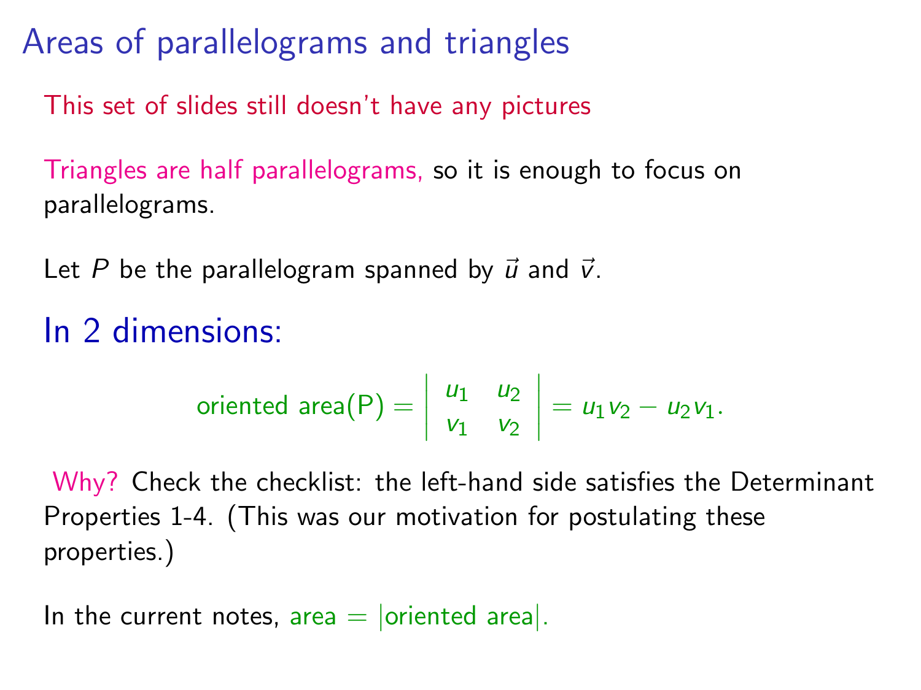# Areas of parallelograms and triangles

This set of slides still doesn't have any pictures

Triangles are half parallelograms, so it is enough to focus on parallelograms.

Let $P$ be the parallelogram spanned by $\vec{u}$ and $\vec{v}$.

## In 2 dimensions:

$$\text{oriented area(P)} = \begin{vmatrix} u_1 & u_2 \\ v_1 & v_2 \end{vmatrix} = u_1 v_2 - u_2 v_1.$$

Why? Check the checklist: the left-hand side satisfies the Determinant Properties 1-4. (This was our motivation for postulating these properties.)

In the current notes, area $=$ |oriented area|.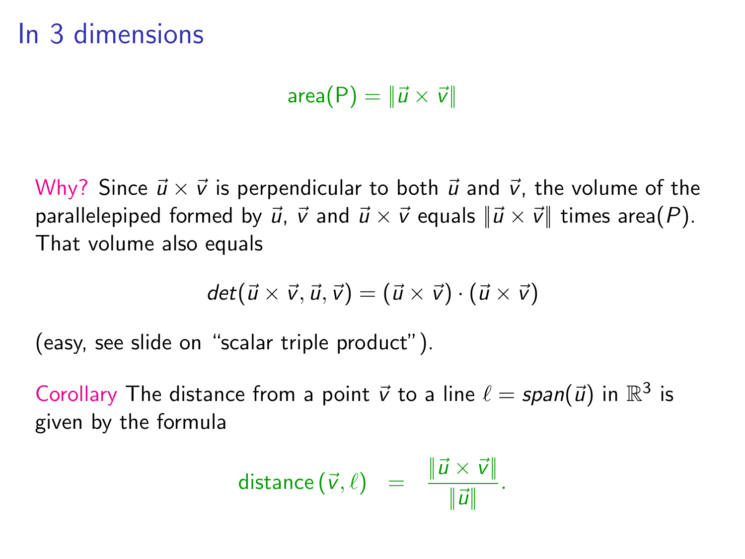# In 3 dimensions

$$\text{area(P)} = \|\vec{u} \times \vec{v}\|$$

Why? Since $\vec{u} \times \vec{v}$ is perpendicular to both $\vec{u}$ and $\vec{v}$, the volume of the parallelepiped formed by $\vec{u}$, $\vec{v}$ and $\vec{u} \times \vec{v}$ equals $\|\vec{u} \times \vec{v}\|$ times area$(P)$. That volume also equals

$$det(\vec{u} \times \vec{v}, \vec{u}, \vec{v}) = (\vec{u} \times \vec{v}) \cdot (\vec{u} \times \vec{v})$$

(easy, see slide on "scalar triple product").

Corollary The distance from a point $\vec{v}$ to a line $\ell = span(\vec{u})$ in $\mathbb{R}^3$ is given by the formula

$$\text{distance}\,(\vec{v}, \ell) \quad = \quad \frac{\|\vec{u} \times \vec{v}\|}{\|\vec{u}\|}.$$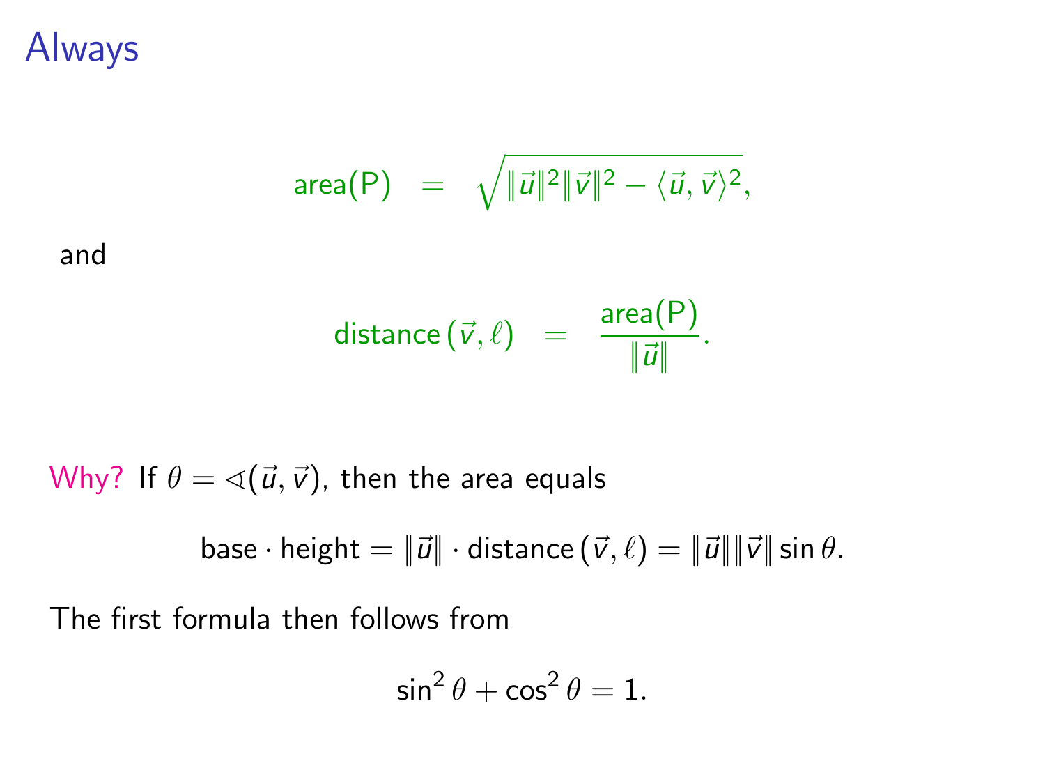# Always

$$\text{area}(\text{P}) \quad = \quad \sqrt{\|\vec{u}\|^2 \|\vec{v}\|^2 - \langle \vec{u}, \vec{v} \rangle^2},$$

and

$$\text{distance}\,(\vec{v}, \ell) \quad = \quad \frac{\text{area}(\text{P})}{\|\vec{u}\|}.$$

Why? If $\theta = \sphericalangle(\vec{u}, \vec{v})$, then the area equals

$$\text{base} \cdot \text{height} = \|\vec{u}\| \cdot \text{distance}\,(\vec{v}, \ell) = \|\vec{u}\| \|\vec{v}\| \sin\theta.$$

The first formula then follows from

$$\sin^2\theta + \cos^2\theta = 1.$$